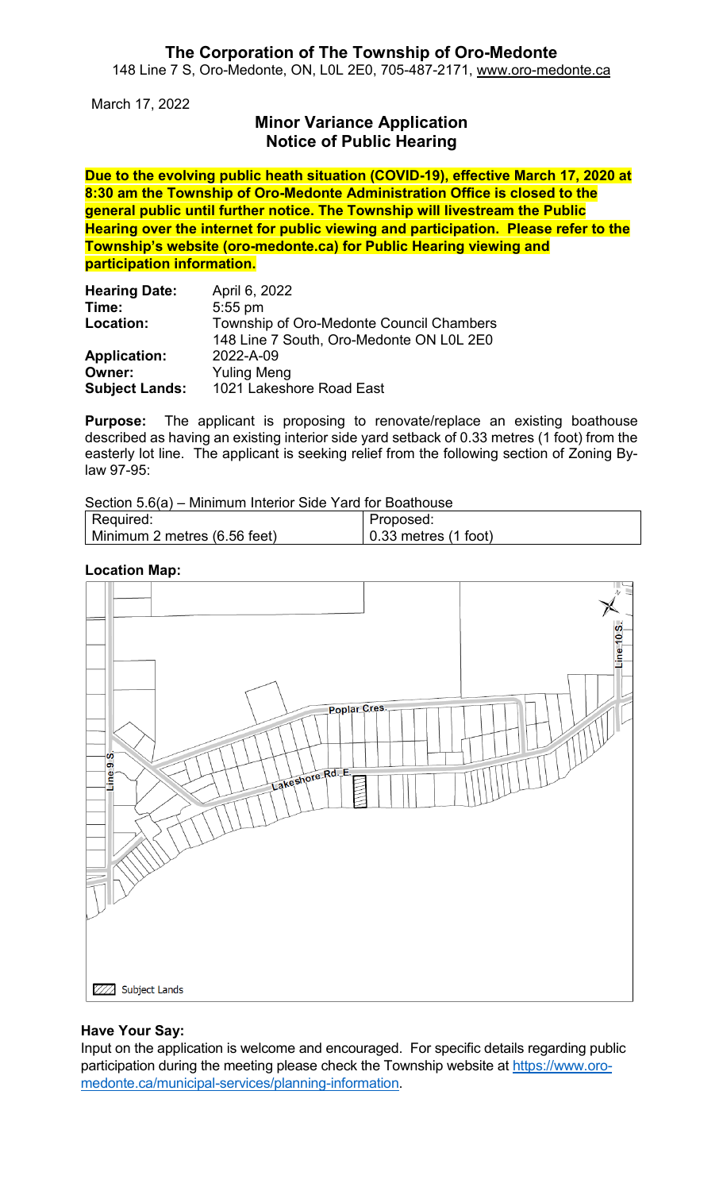# The Corporation of The Township of Oro-Medonte

148 Line 7 S, Oro-Medonte, ON, L0L 2E0, 705-487-2171, www.oro-medonte.ca

March 17, 2022

## Minor Variance Application
## Notice of Public Hearing

**Due to the evolving public heath situation (COVID-19), effective March 17, 2020 at 8:30 am the Township of Oro-Medonte Administration Office is closed to the general public until further notice. The Township will livestream the Public Hearing over the internet for public viewing and participation. Please refer to the Township's website (oro-medonte.ca) for Public Hearing viewing and participation information.**

**Hearing Date:** April 6, 2022
**Time:** 5:55 pm
**Location:** Township of Oro-Medonte Council Chambers
148 Line 7 South, Oro-Medonte ON L0L 2E0
**Application:** 2022-A-09
**Owner:** Yuling Meng
**Subject Lands:** 1021 Lakeshore Road East

**Purpose:** The applicant is proposing to renovate/replace an existing boathouse described as having an existing interior side yard setback of 0.33 metres (1 foot) from the easterly lot line. The applicant is seeking relief from the following section of Zoning By-law 97-95:

Section 5.6(a) – Minimum Interior Side Yard for Boathouse

| Required: | Proposed: |
|---|---|
| Minimum 2 metres (6.56 feet) | 0.33 metres (1 foot) |

**Location Map:**

Subject Lands

**Have Your Say:**

Input on the application is welcome and encouraged. For specific details regarding public participation during the meeting please check the Township website at https://www.oro-medonte.ca/municipal-services/planning-information.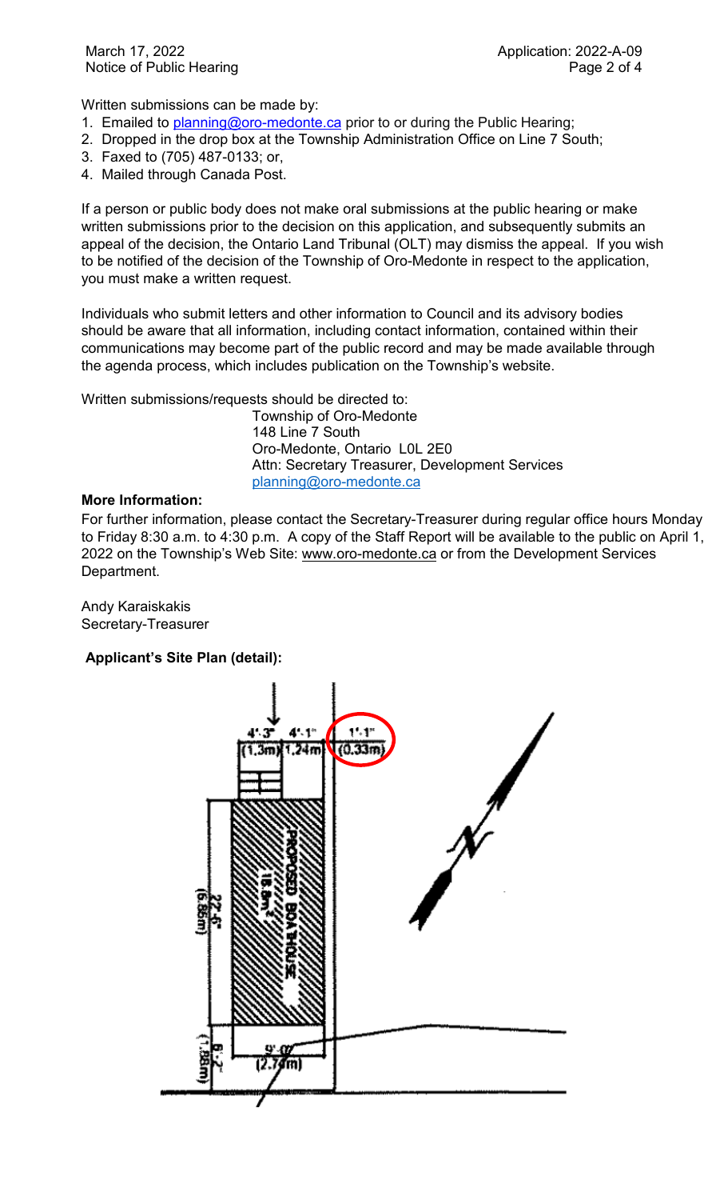Written submissions can be made by:

1. Emailed to planning@oro-medonte.ca prior to or during the Public Hearing;
2. Dropped in the drop box at the Township Administration Office on Line 7 South;
3. Faxed to (705) 487-0133; or,
4. Mailed through Canada Post.

If a person or public body does not make oral submissions at the public hearing or make written submissions prior to the decision on this application, and subsequently submits an appeal of the decision, the Ontario Land Tribunal (OLT) may dismiss the appeal. If you wish to be notified of the decision of the Township of Oro-Medonte in respect to the application, you must make a written request.

Individuals who submit letters and other information to Council and its advisory bodies should be aware that all information, including contact information, contained within their communications may become part of the public record and may be made available through the agenda process, which includes publication on the Township's website.

Written submissions/requests should be directed to:

Township of Oro-Medonte
148 Line 7 South
Oro-Medonte, Ontario L0L 2E0
Attn: Secretary Treasurer, Development Services
planning@oro-medonte.ca

**More Information:**

For further information, please contact the Secretary-Treasurer during regular office hours Monday to Friday 8:30 a.m. to 4:30 p.m. A copy of the Staff Report will be available to the public on April 1, 2022 on the Township's Web Site: www.oro-medonte.ca or from the Development Services Department.

Andy Karaiskakis
Secretary-Treasurer

**Applicant's Site Plan (detail):**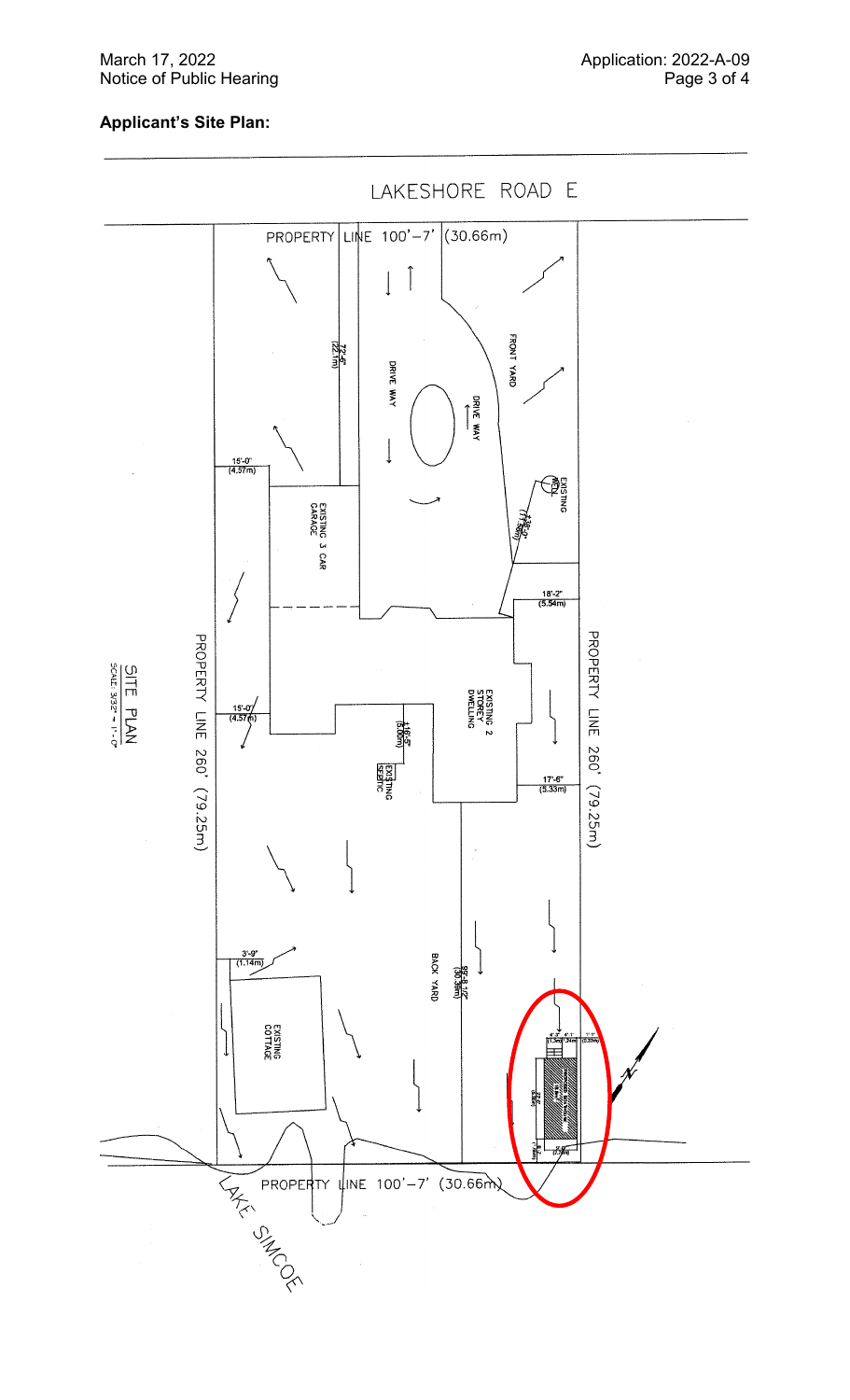**Applicant's Site Plan:**

LAKESHORE ROAD E

PROPERTY LINE 100'-7' (30.66m)

FRONT YARD

DRIVE WAY

DRIVE WAY

72'-6" (22.1m)

15'-0" (4.57m)

EXISTING 3 CAR GARAGE

EXISTING WELL

±38'-0" (11.58m)

18'-2" (5.54m)

EXISTING 2 STOREY DWELLING

15'-0" (4.57m)

±16'-5" (5.00m)

EXISTING SEPTIC

17'-6" (5.33m)

PROPERTY LINE 260' (79.25m)

PROPERTY LINE 260' (79.25m)

SITE PLAN
SCALE: 3/32" = 1'-0"

3'-9" (1.14m)

EXISTING COTTAGE

BACK YARD

99'-8 1/2" (30.39m)

PROPERTY LINE 100'-7' (30.66m)

LAKE SIMCOE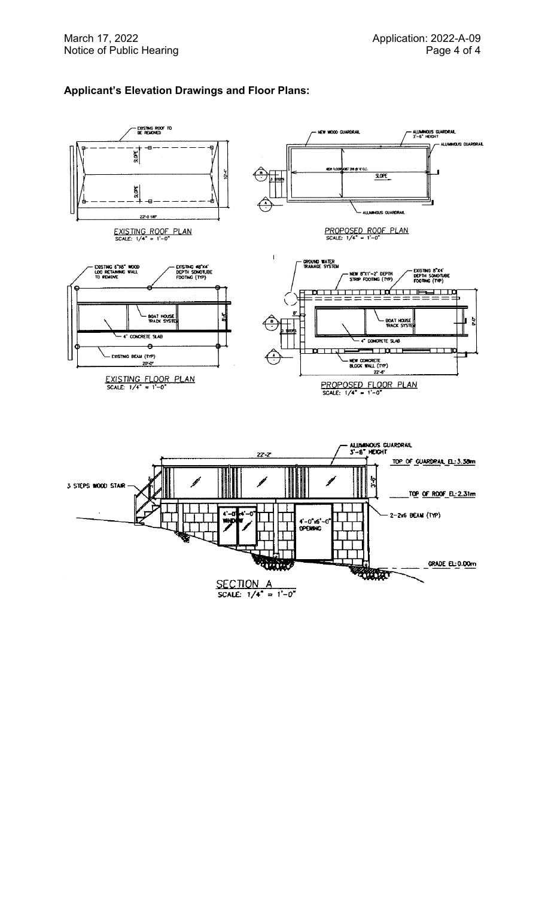## Applicant's Elevation Drawings and Floor Plans:

EXISTING ROOF TO BE REMOVED

SLOPE

SLOPE

10'-4"

22'-0 1/8"

EXISTING ROOF PLAN
SCALE: 1/4" = 1'-0"

NEW WOOD GUARDRAIL

ALUMINOUS GUARDRAIL 3'-6" HEIGHT

ALUMINOUS GUARDRAIL

NEW FLOOR JOIST 2x8 @ 16" O.C.

SLOPE

3 STEPS

ALUMINOUS GUARDRAIL

PROPOSED ROOF PLAN
SCALE: 1/4" = 1'-0"

EXISTING 6"X6" WOOD LOG RETAINING WALL TO REMOVE

EXISTING 48"X4' DEPTH SONOTUBE FOOTING (TYP)

BOAT HOUSE TRACK SYSTEM

4" CONCRETE SLAB

EXISTING BEAM (TYP)

20'-0"

8'-4"

EXISTING FLOOR PLAN
SCALE: 1/4" = 1'-0"

GROUND WATER TRANAGE SYSTEM

NEW 8"X1'-2" DEPTH STRIP FOOTING (TYP)

EXISTING 8"X4' DEPTH SONOTUBE FOOTING (TYP)

8"

BOAT HOUSE TRACK SYSTEM

3 STEPS

4" CONCRETE SLAB

NEW CONCRETE BLOCK WALL (TYP)

22'-6"

9'-0"

PROPOSED FLOOR PLAN
SCALE: 1/4" = 1'-0"

ALUMINOUS GUARDRAIL 3'-6" HEIGHT

22'-2"

TOP OF GUARDRAIL EL: 3.38m

3 STEPS WOOD STAIR

3'-6"

TOP OF ROOF EL: 2.31m

4'-0"x4'-0" WINDOW

4'-0"x6'-0" OPENING

2-2x6 BEAM (TYP)

GRADE EL: 0.00m

SECTION A
SCALE: 1/4" = 1'-0"